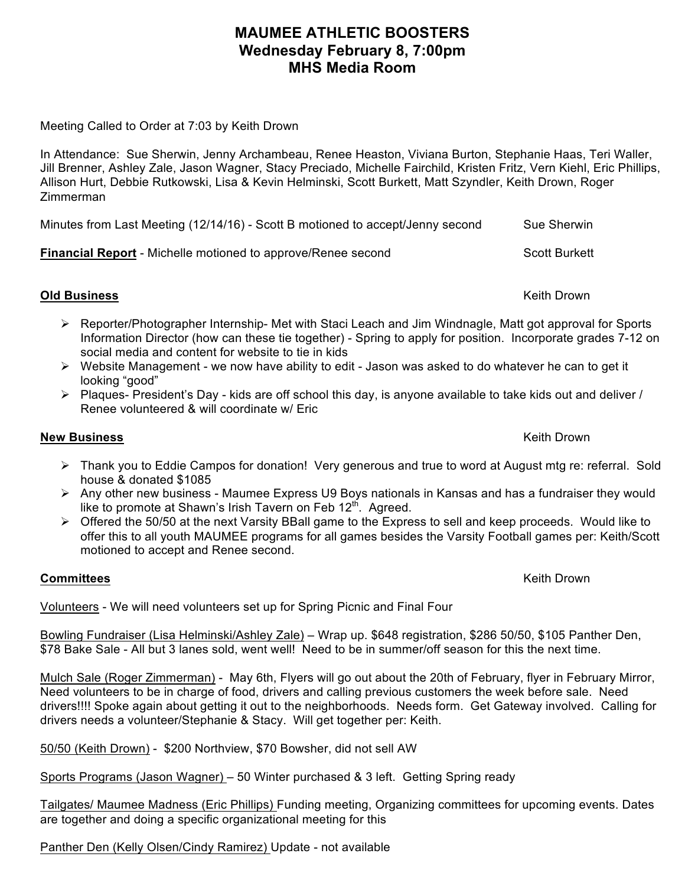# MAUMEE ATHLETIC BOOSTERS
## Wednesday February 8, 7:00pm
## MHS Media Room

Meeting Called to Order at 7:03 by Keith Drown

In Attendance: Sue Sherwin, Jenny Archambeau, Renee Heaston, Viviana Burton, Stephanie Haas, Teri Waller, Jill Brenner, Ashley Zale, Jason Wagner, Stacy Preciado, Michelle Fairchild, Kristen Fritz, Vern Kiehl, Eric Phillips, Allison Hurt, Debbie Rutkowski, Lisa & Kevin Helminski, Scott Burkett, Matt Szyndler, Keith Drown, Roger Zimmerman

Minutes from Last Meeting (12/14/16) - Scott B motioned to accept/Jenny second — Sue Sherwin

**Financial Report** - Michelle motioned to approve/Renee second — Scott Burkett

**Old Business** — Keith Drown

- Reporter/Photographer Internship- Met with Staci Leach and Jim Windnagle, Matt got approval for Sports Information Director (how can these tie together) - Spring to apply for position. Incorporate grades 7-12 on social media and content for website to tie in kids
- Website Management - we now have ability to edit - Jason was asked to do whatever he can to get it looking "good"
- Plaques- President's Day - kids are off school this day, is anyone available to take kids out and deliver / Renee volunteered & will coordinate w/ Eric

**New Business** — Keith Drown

- Thank you to Eddie Campos for donation! Very generous and true to word at August mtg re: referral. Sold house & donated $1085
- Any other new business - Maumee Express U9 Boys nationals in Kansas and has a fundraiser they would like to promote at Shawn's Irish Tavern on Feb 12th. Agreed.
- Offered the 50/50 at the next Varsity BBall game to the Express to sell and keep proceeds. Would like to offer this to all youth MAUMEE programs for all games besides the Varsity Football games per: Keith/Scott motioned to accept and Renee second.

**Committees** — Keith Drown

Volunteers - We will need volunteers set up for Spring Picnic and Final Four

Bowling Fundraiser (Lisa Helminski/Ashley Zale) – Wrap up. $648 registration, $286 50/50, $105 Panther Den, $78 Bake Sale - All but 3 lanes sold, went well! Need to be in summer/off season for this the next time.

Mulch Sale (Roger Zimmerman) - May 6th, Flyers will go out about the 20th of February, flyer in February Mirror, Need volunteers to be in charge of food, drivers and calling previous customers the week before sale. Need drivers!!!! Spoke again about getting it out to the neighborhoods. Needs form. Get Gateway involved. Calling for drivers needs a volunteer/Stephanie & Stacy. Will get together per: Keith.

50/50 (Keith Drown) - $200 Northview, $70 Bowsher, did not sell AW

Sports Programs (Jason Wagner) – 50 Winter purchased & 3 left. Getting Spring ready

Tailgates/ Maumee Madness (Eric Phillips) Funding meeting, Organizing committees for upcoming events. Dates are together and doing a specific organizational meeting for this

Panther Den (Kelly Olsen/Cindy Ramirez) Update - not available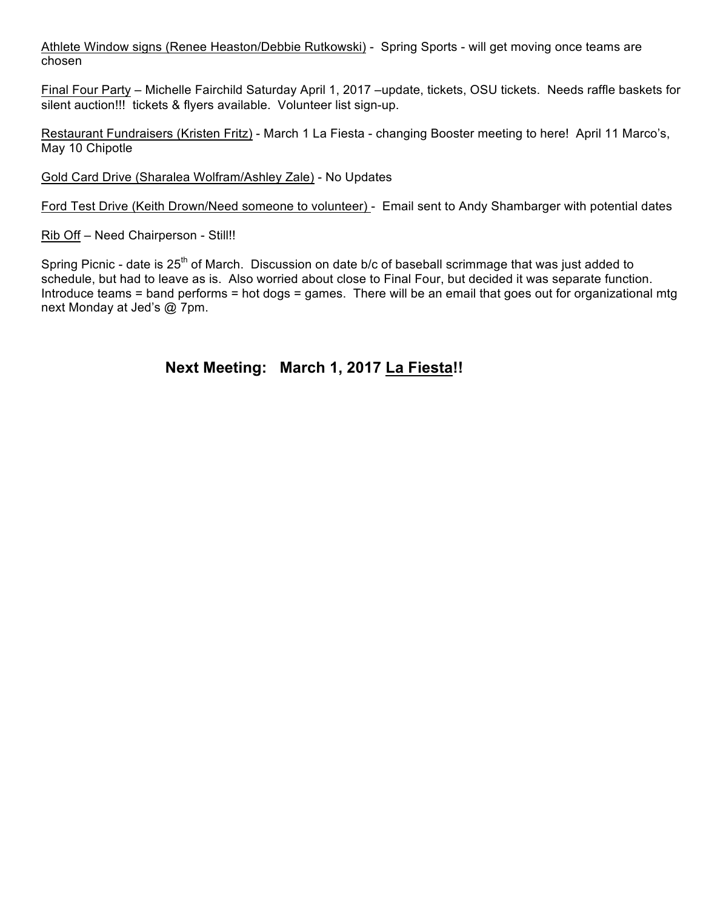<u>Athlete Window signs (Renee Heaston/Debbie Rutkowski)</u> - Spring Sports - will get moving once teams are chosen

<u>Final Four Party</u> – Michelle Fairchild Saturday April 1, 2017 –update, tickets, OSU tickets. Needs raffle baskets for silent auction!!! tickets & flyers available. Volunteer list sign-up.

<u>Restaurant Fundraisers (Kristen Fritz)</u> - March 1 La Fiesta - changing Booster meeting to here! April 11 Marco's, May 10 Chipotle

<u>Gold Card Drive (Sharalea Wolfram/Ashley Zale)</u> - No Updates

<u>Ford Test Drive (Keith Drown/Need someone to volunteer)</u> - Email sent to Andy Shambarger with potential dates

<u>Rib Off</u> – Need Chairperson - Still!!

Spring Picnic - date is 25th of March. Discussion on date b/c of baseball scrimmage that was just added to schedule, but had to leave as is. Also worried about close to Final Four, but decided it was separate function. Introduce teams = band performs = hot dogs = games. There will be an email that goes out for organizational mtg next Monday at Jed's @ 7pm.

**Next Meeting: March 1, 2017 <u>La Fiesta</u>!!**